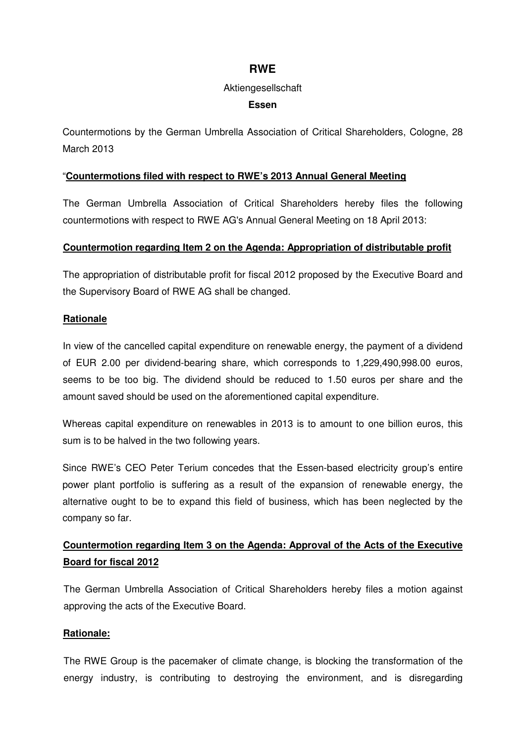# RWE

Aktiengesellschaft

**Essen**

Countermotions by the German Umbrella Association of Critical Shareholders, Cologne, 28 March 2013

"**Countermotions filed with respect to RWE's 2013 Annual General Meeting**

The German Umbrella Association of Critical Shareholders hereby files the following countermotions with respect to RWE AG's Annual General Meeting on 18 April 2013:

**Countermotion regarding Item 2 on the Agenda: Appropriation of distributable profit**

The appropriation of distributable profit for fiscal 2012 proposed by the Executive Board and the Supervisory Board of RWE AG shall be changed.

**Rationale**

In view of the cancelled capital expenditure on renewable energy, the payment of a dividend of EUR 2.00 per dividend-bearing share, which corresponds to 1,229,490,998.00 euros, seems to be too big. The dividend should be reduced to 1.50 euros per share and the amount saved should be used on the aforementioned capital expenditure.

Whereas capital expenditure on renewables in 2013 is to amount to one billion euros, this sum is to be halved in the two following years.

Since RWE's CEO Peter Terium concedes that the Essen-based electricity group's entire power plant portfolio is suffering as a result of the expansion of renewable energy, the alternative ought to be to expand this field of business, which has been neglected by the company so far.

**Countermotion regarding Item 3 on the Agenda: Approval of the Acts of the Executive Board for fiscal 2012**

The German Umbrella Association of Critical Shareholders hereby files a motion against approving the acts of the Executive Board.

**Rationale:**

The RWE Group is the pacemaker of climate change, is blocking the transformation of the energy industry, is contributing to destroying the environment, and is disregarding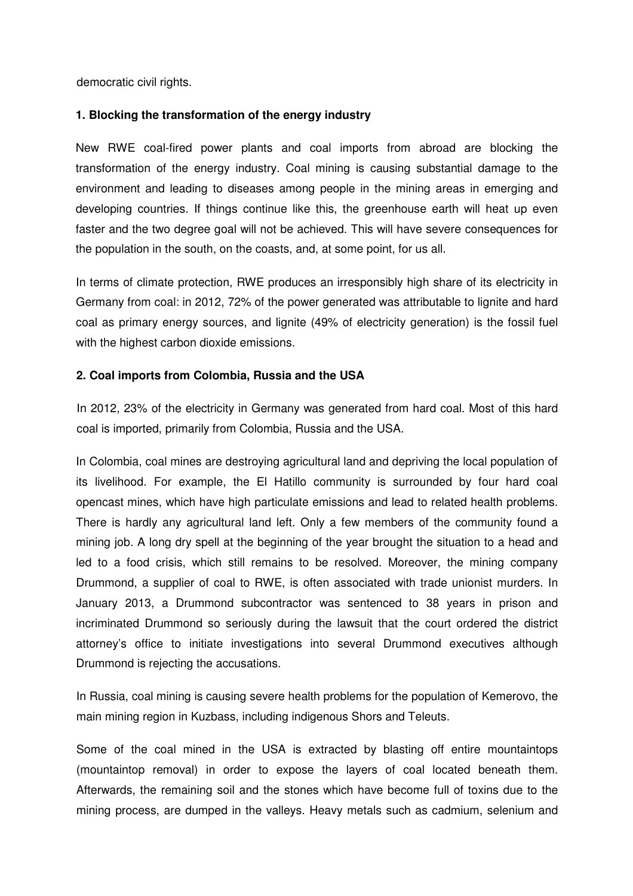democratic civil rights.

**1. Blocking the transformation of the energy industry**

New RWE coal-fired power plants and coal imports from abroad are blocking the transformation of the energy industry. Coal mining is causing substantial damage to the environment and leading to diseases among people in the mining areas in emerging and developing countries. If things continue like this, the greenhouse earth will heat up even faster and the two degree goal will not be achieved. This will have severe consequences for the population in the south, on the coasts, and, at some point, for us all.

In terms of climate protection, RWE produces an irresponsibly high share of its electricity in Germany from coal: in 2012, 72% of the power generated was attributable to lignite and hard coal as primary energy sources, and lignite (49% of electricity generation) is the fossil fuel with the highest carbon dioxide emissions.

**2. Coal imports from Colombia, Russia and the USA**

In 2012, 23% of the electricity in Germany was generated from hard coal. Most of this hard coal is imported, primarily from Colombia, Russia and the USA.

In Colombia, coal mines are destroying agricultural land and depriving the local population of its livelihood. For example, the El Hatillo community is surrounded by four hard coal opencast mines, which have high particulate emissions and lead to related health problems. There is hardly any agricultural land left. Only a few members of the community found a mining job. A long dry spell at the beginning of the year brought the situation to a head and led to a food crisis, which still remains to be resolved. Moreover, the mining company Drummond, a supplier of coal to RWE, is often associated with trade unionist murders. In January 2013, a Drummond subcontractor was sentenced to 38 years in prison and incriminated Drummond so seriously during the lawsuit that the court ordered the district attorney's office to initiate investigations into several Drummond executives although Drummond is rejecting the accusations.

In Russia, coal mining is causing severe health problems for the population of Kemerovo, the main mining region in Kuzbass, including indigenous Shors and Teleuts.

Some of the coal mined in the USA is extracted by blasting off entire mountaintops (mountaintop removal) in order to expose the layers of coal located beneath them. Afterwards, the remaining soil and the stones which have become full of toxins due to the mining process, are dumped in the valleys. Heavy metals such as cadmium, selenium and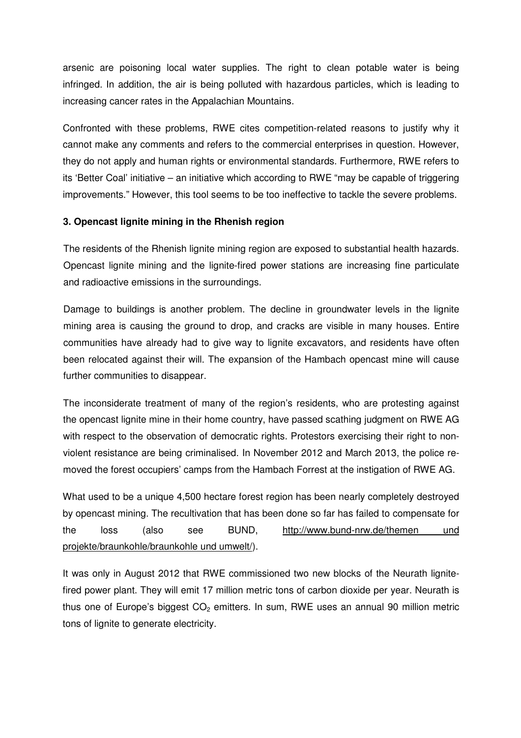arsenic are poisoning local water supplies. The right to clean potable water is being infringed. In addition, the air is being polluted with hazardous particles, which is leading to increasing cancer rates in the Appalachian Mountains.

Confronted with these problems, RWE cites competition-related reasons to justify why it cannot make any comments and refers to the commercial enterprises in question. However, they do not apply and human rights or environmental standards. Furthermore, RWE refers to its 'Better Coal' initiative – an initiative which according to RWE "may be capable of triggering improvements." However, this tool seems to be too ineffective to tackle the severe problems.

**3. Opencast lignite mining in the Rhenish region**

The residents of the Rhenish lignite mining region are exposed to substantial health hazards. Opencast lignite mining and the lignite-fired power stations are increasing fine particulate and radioactive emissions in the surroundings.

Damage to buildings is another problem. The decline in groundwater levels in the lignite mining area is causing the ground to drop, and cracks are visible in many houses. Entire communities have already had to give way to lignite excavators, and residents have often been relocated against their will. The expansion of the Hambach opencast mine will cause further communities to disappear.

The inconsiderate treatment of many of the region's residents, who are protesting against the opencast lignite mine in their home country, have passed scathing judgment on RWE AG with respect to the observation of democratic rights. Protestors exercising their right to non-violent resistance are being criminalised. In November 2012 and March 2013, the police removed the forest occupiers' camps from the Hambach Forrest at the instigation of RWE AG.

What used to be a unique 4,500 hectare forest region has been nearly completely destroyed by opencast mining. The recultivation that has been done so far has failed to compensate for the loss (also see BUND, http://www.bund-nrw.de/themen und projekte/braunkohle/braunkohle und umwelt/).

It was only in August 2012 that RWE commissioned two new blocks of the Neurath lignite-fired power plant. They will emit 17 million metric tons of carbon dioxide per year. Neurath is thus one of Europe's biggest $CO_2$ emitters. In sum, RWE uses an annual 90 million metric tons of lignite to generate electricity.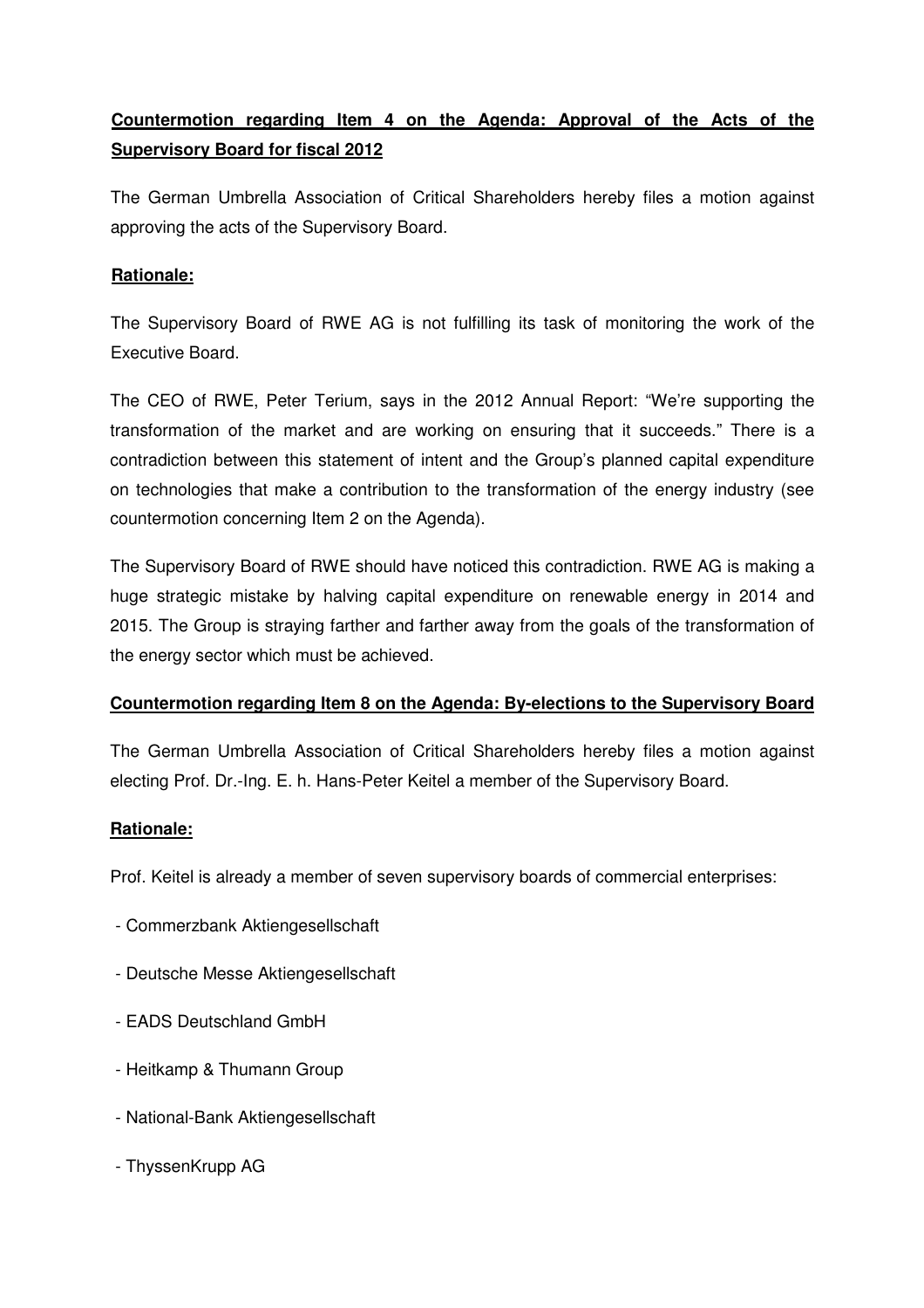**Countermotion regarding Item 4 on the Agenda: Approval of the Acts of the Supervisory Board for fiscal 2012**

The German Umbrella Association of Critical Shareholders hereby files a motion against approving the acts of the Supervisory Board.

**Rationale:**

The Supervisory Board of RWE AG is not fulfilling its task of monitoring the work of the Executive Board.

The CEO of RWE, Peter Terium, says in the 2012 Annual Report: "We're supporting the transformation of the market and are working on ensuring that it succeeds." There is a contradiction between this statement of intent and the Group's planned capital expenditure on technologies that make a contribution to the transformation of the energy industry (see countermotion concerning Item 2 on the Agenda).

The Supervisory Board of RWE should have noticed this contradiction. RWE AG is making a huge strategic mistake by halving capital expenditure on renewable energy in 2014 and 2015. The Group is straying farther and farther away from the goals of the transformation of the energy sector which must be achieved.

**Countermotion regarding Item 8 on the Agenda: By-elections to the Supervisory Board**

The German Umbrella Association of Critical Shareholders hereby files a motion against electing Prof. Dr.-Ing. E. h. Hans-Peter Keitel a member of the Supervisory Board.

**Rationale:**

Prof. Keitel is already a member of seven supervisory boards of commercial enterprises:

- Commerzbank Aktiengesellschaft
- Deutsche Messe Aktiengesellschaft
- EADS Deutschland GmbH
- Heitkamp & Thumann Group
- National-Bank Aktiengesellschaft
- ThyssenKrupp AG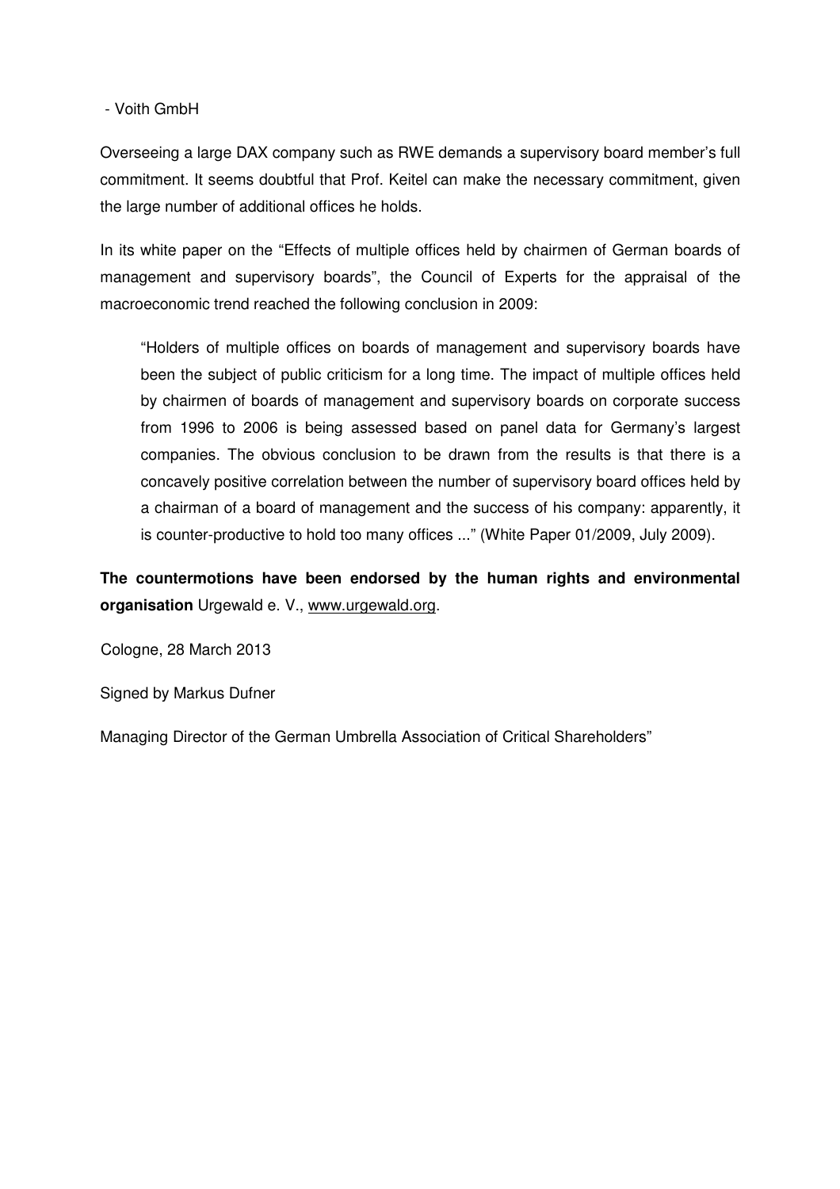- Voith GmbH

Overseeing a large DAX company such as RWE demands a supervisory board member's full commitment. It seems doubtful that Prof. Keitel can make the necessary commitment, given the large number of additional offices he holds.

In its white paper on the "Effects of multiple offices held by chairmen of German boards of management and supervisory boards", the Council of Experts for the appraisal of the macroeconomic trend reached the following conclusion in 2009:

> "Holders of multiple offices on boards of management and supervisory boards have been the subject of public criticism for a long time. The impact of multiple offices held by chairmen of boards of management and supervisory boards on corporate success from 1996 to 2006 is being assessed based on panel data for Germany's largest companies. The obvious conclusion to be drawn from the results is that there is a concavely positive correlation between the number of supervisory board offices held by a chairman of a board of management and the success of his company: apparently, it is counter-productive to hold too many offices ..." (White Paper 01/2009, July 2009).

**The countermotions have been endorsed by the human rights and environmental organisation** Urgewald e. V., www.urgewald.org.

Cologne, 28 March 2013

Signed by Markus Dufner

Managing Director of the German Umbrella Association of Critical Shareholders"